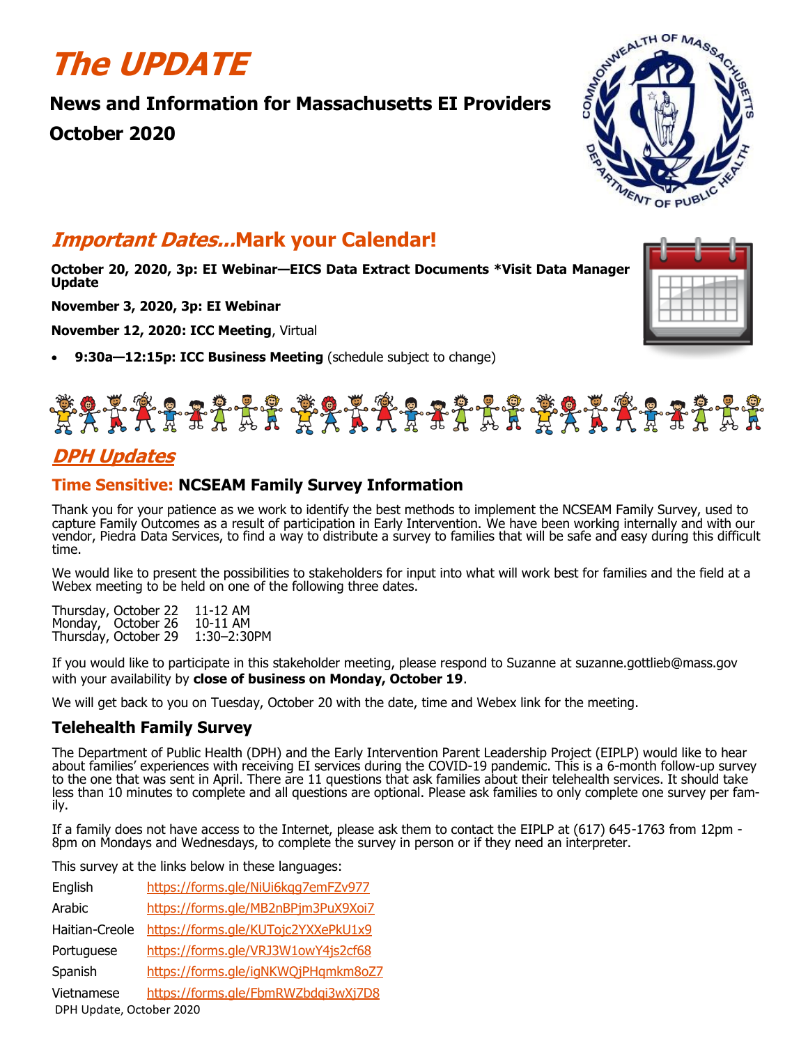# *The UPDATE*

## News and Information for Massachusetts EI Providers

## October 2020

## *Important Dates…*Mark your Calendar!

**October 20, 2020, 3p: EI Webinar—EICS Data Extract Documents *Visit Data Manager Update**

**November 3, 2020, 3p: EI Webinar**

**November 12, 2020: ICC Meeting**, Virtual

- **9:30a—12:15p: ICC Business Meeting** (schedule subject to change)

## *DPH Updates*

### Time Sensitive: NCSEAM Family Survey Information

Thank you for your patience as we work to identify the best methods to implement the NCSEAM Family Survey, used to capture Family Outcomes as a result of participation in Early Intervention. We have been working internally and with our vendor, Piedra Data Services, to find a way to distribute a survey to families that will be safe and easy during this difficult time.

We would like to present the possibilities to stakeholders for input into what will work best for families and the field at a Webex meeting to be held on one of the following three dates.

Thursday, October 22 11-12 AM
Monday, October 26 10-11 AM
Thursday, October 29 1:30–2:30PM

If you would like to participate in this stakeholder meeting, please respond to Suzanne at suzanne.gottlieb@mass.gov with your availability by **close of business on Monday, October 19**.

We will get back to you on Tuesday, October 20 with the date, time and Webex link for the meeting.

### Telehealth Family Survey

The Department of Public Health (DPH) and the Early Intervention Parent Leadership Project (EIPLP) would like to hear about families' experiences with receiving EI services during the COVID-19 pandemic. This is a 6-month follow-up survey to the one that was sent in April. There are 11 questions that ask families about their telehealth services. It should take less than 10 minutes to complete and all questions are optional. Please ask families to only complete one survey per family.

If a family does not have access to the Internet, please ask them to contact the EIPLP at (617) 645-1763 from 12pm - 8pm on Mondays and Wednesdays, to complete the survey in person or if they need an interpreter.

This survey at the links below in these languages:

| | |
|---|---|
| English | https://forms.gle/NiUi6kqg7emFZv977 |
| Arabic | https://forms.gle/MB2nBPjm3PuX9Xoi7 |
| Haitian-Creole | https://forms.gle/KUTojc2YXXePkU1x9 |
| Portuguese | https://forms.gle/VRJ3W1owY4js2cf68 |
| Spanish | https://forms.gle/igNKWQjPHqmkm8oZ7 |
| Vietnamese | https://forms.gle/FbmRWZbdqi3wXj7D8 |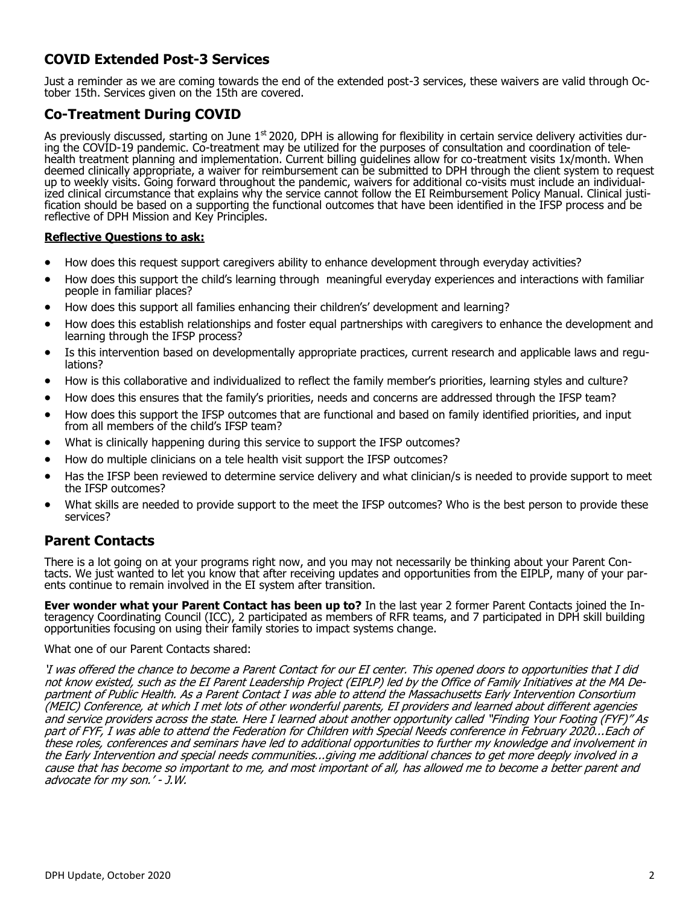## COVID Extended Post-3 Services

Just a reminder as we are coming towards the end of the extended post-3 services, these waivers are valid through October 15th. Services given on the 15th are covered.

## Co-Treatment During COVID

As previously discussed, starting on June 1st 2020, DPH is allowing for flexibility in certain service delivery activities during the COVID-19 pandemic. Co-treatment may be utilized for the purposes of consultation and coordination of telehealth treatment planning and implementation. Current billing guidelines allow for co-treatment visits 1x/month. When deemed clinically appropriate, a waiver for reimbursement can be submitted to DPH through the client system to request up to weekly visits. Going forward throughout the pandemic, waivers for additional co-visits must include an individualized clinical circumstance that explains why the service cannot follow the EI Reimbursement Policy Manual. Clinical justification should be based on a supporting the functional outcomes that have been identified in the IFSP process and be reflective of DPH Mission and Key Principles.

**Reflective Questions to ask:**

- How does this request support caregivers ability to enhance development through everyday activities?
- How does this support the child's learning through meaningful everyday experiences and interactions with familiar people in familiar places?
- How does this support all families enhancing their children's' development and learning?
- How does this establish relationships and foster equal partnerships with caregivers to enhance the development and learning through the IFSP process?
- Is this intervention based on developmentally appropriate practices, current research and applicable laws and regulations?
- How is this collaborative and individualized to reflect the family member's priorities, learning styles and culture?
- How does this ensures that the family's priorities, needs and concerns are addressed through the IFSP team?
- How does this support the IFSP outcomes that are functional and based on family identified priorities, and input from all members of the child's IFSP team?
- What is clinically happening during this service to support the IFSP outcomes?
- How do multiple clinicians on a tele health visit support the IFSP outcomes?
- Has the IFSP been reviewed to determine service delivery and what clinician/s is needed to provide support to meet the IFSP outcomes?
- What skills are needed to provide support to the meet the IFSP outcomes? Who is the best person to provide these services?

## Parent Contacts

There is a lot going on at your programs right now, and you may not necessarily be thinking about your Parent Contacts. We just wanted to let you know that after receiving updates and opportunities from the EIPLP, many of your parents continue to remain involved in the EI system after transition.

**Ever wonder what your Parent Contact has been up to?** In the last year 2 former Parent Contacts joined the Interagency Coordinating Council (ICC), 2 participated as members of RFR teams, and 7 participated in DPH skill building opportunities focusing on using their family stories to impact systems change.

What one of our Parent Contacts shared:

*'I was offered the chance to become a Parent Contact for our EI center. This opened doors to opportunities that I did not know existed, such as the EI Parent Leadership Project (EIPLP) led by the Office of Family Initiatives at the MA Department of Public Health. As a Parent Contact I was able to attend the Massachusetts Early Intervention Consortium (MEIC) Conference, at which I met lots of other wonderful parents, EI providers and learned about different agencies and service providers across the state. Here I learned about another opportunity called "Finding Your Footing (FYF)" As part of FYF, I was able to attend the Federation for Children with Special Needs conference in February 2020...Each of these roles, conferences and seminars have led to additional opportunities to further my knowledge and involvement in the Early Intervention and special needs communities...giving me additional chances to get more deeply involved in a cause that has become so important to me, and most important of all, has allowed me to become a better parent and advocate for my son.' - J.W.*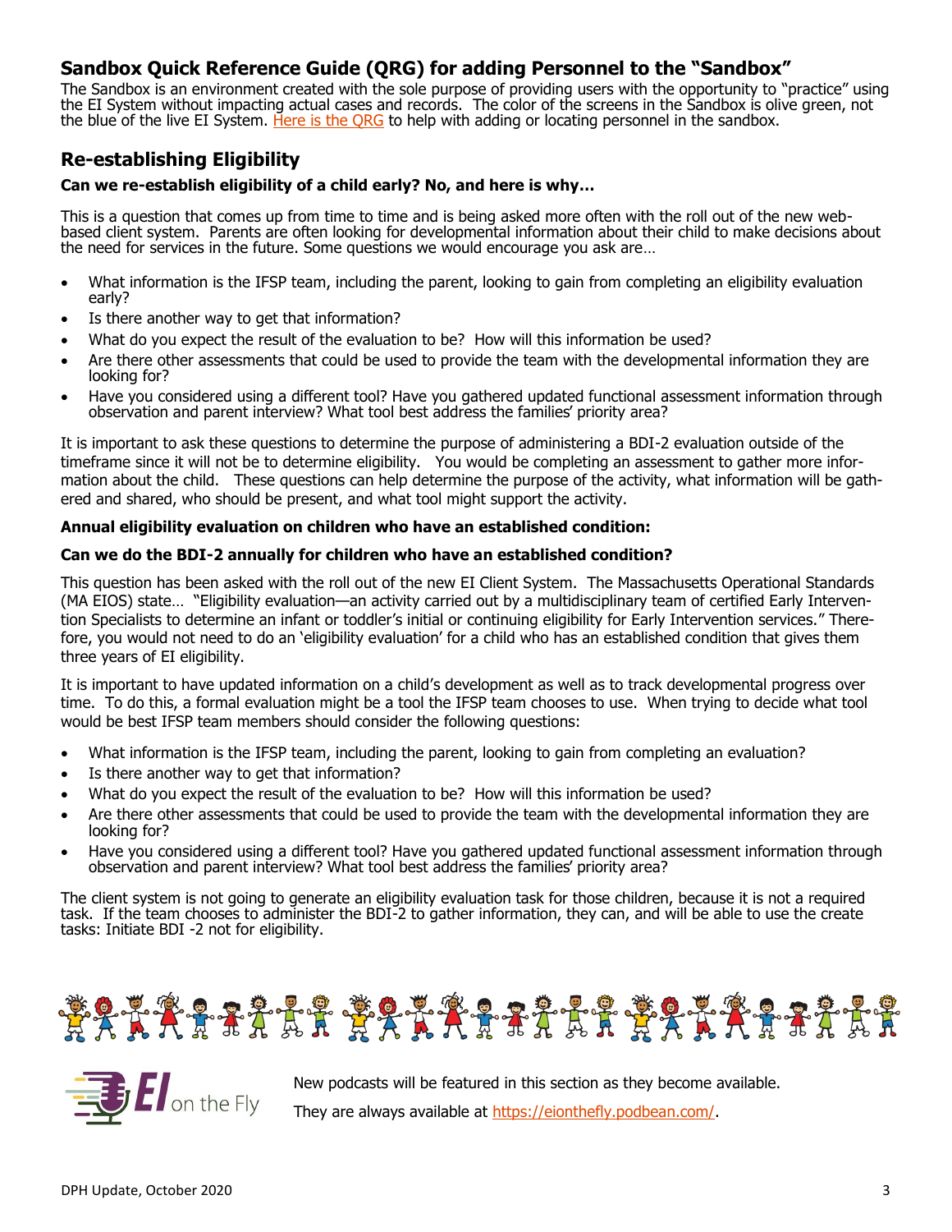## Sandbox Quick Reference Guide (QRG) for adding Personnel to the "Sandbox"

The Sandbox is an environment created with the sole purpose of providing users with the opportunity to "practice" using the EI System without impacting actual cases and records. The color of the screens in the Sandbox is olive green, not the blue of the live EI System. Here is the QRG to help with adding or locating personnel in the sandbox.

## Re-establishing Eligibility

**Can we re-establish eligibility of a child early? No, and here is why…**

This is a question that comes up from time to time and is being asked more often with the roll out of the new web-based client system. Parents are often looking for developmental information about their child to make decisions about the need for services in the future. Some questions we would encourage you ask are…

- What information is the IFSP team, including the parent, looking to gain from completing an eligibility evaluation early?
- Is there another way to get that information?
- What do you expect the result of the evaluation to be? How will this information be used?
- Are there other assessments that could be used to provide the team with the developmental information they are looking for?
- Have you considered using a different tool? Have you gathered updated functional assessment information through observation and parent interview? What tool best address the families' priority area?

It is important to ask these questions to determine the purpose of administering a BDI-2 evaluation outside of the timeframe since it will not be to determine eligibility. You would be completing an assessment to gather more information about the child. These questions can help determine the purpose of the activity, what information will be gathered and shared, who should be present, and what tool might support the activity.

**Annual eligibility evaluation on children who have an established condition:**

**Can we do the BDI-2 annually for children who have an established condition?**

This question has been asked with the roll out of the new EI Client System. The Massachusetts Operational Standards (MA EIOS) state… "Eligibility evaluation—an activity carried out by a multidisciplinary team of certified Early Intervention Specialists to determine an infant or toddler's initial or continuing eligibility for Early Intervention services." Therefore, you would not need to do an 'eligibility evaluation' for a child who has an established condition that gives them three years of EI eligibility.

It is important to have updated information on a child's development as well as to track developmental progress over time. To do this, a formal evaluation might be a tool the IFSP team chooses to use. When trying to decide what tool would be best IFSP team members should consider the following questions:

- What information is the IFSP team, including the parent, looking to gain from completing an evaluation?
- Is there another way to get that information?
- What do you expect the result of the evaluation to be? How will this information be used?
- Are there other assessments that could be used to provide the team with the developmental information they are looking for?
- Have you considered using a different tool? Have you gathered updated functional assessment information through observation and parent interview? What tool best address the families' priority area?

The client system is not going to generate an eligibility evaluation task for those children, because it is not a required task. If the team chooses to administer the BDI-2 to gather information, they can, and will be able to use the create tasks: Initiate BDI -2 not for eligibility.

EI on the Fly

New podcasts will be featured in this section as they become available.

They are always available at https://eionthefly.podbean.com/.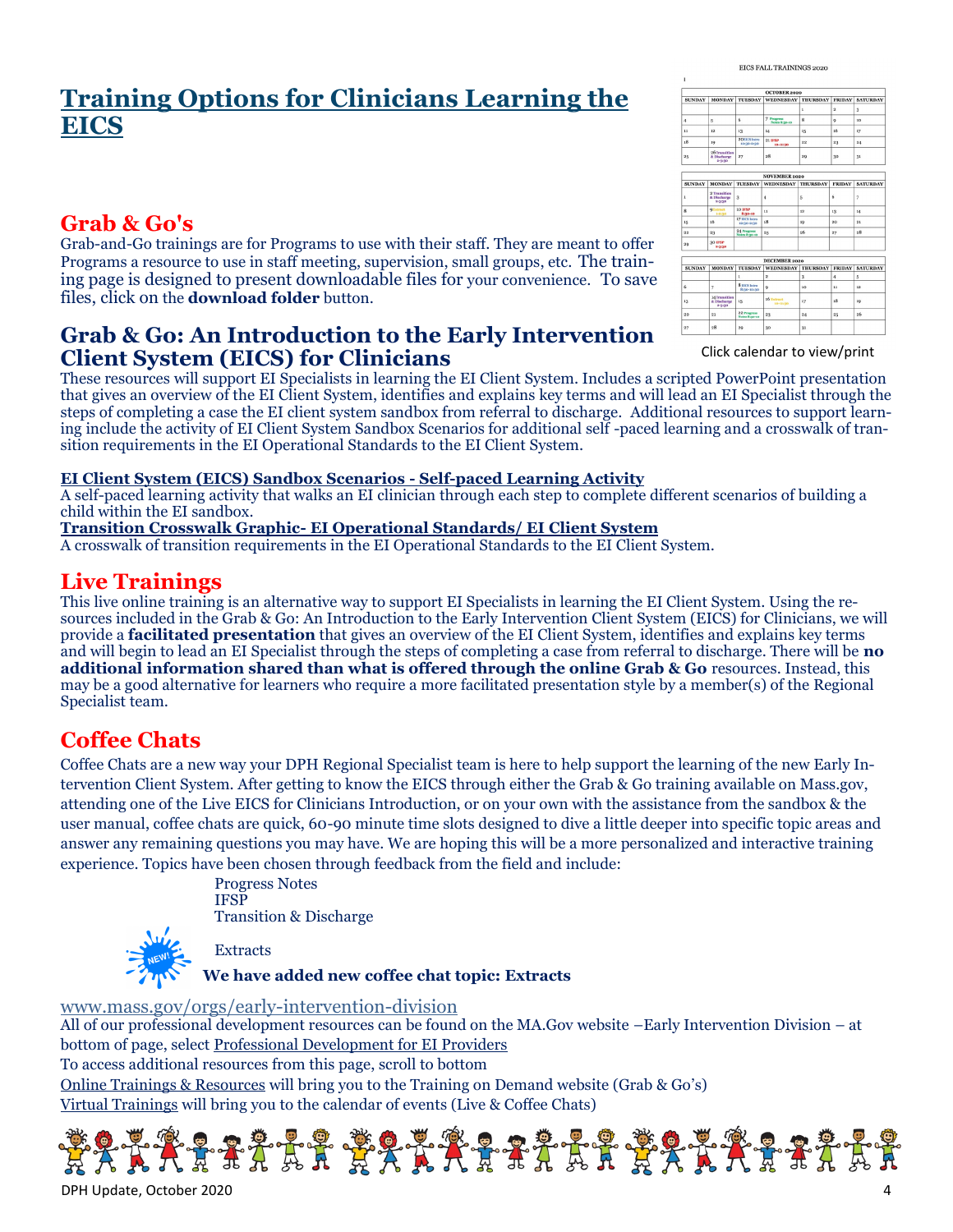# Training Options for Clinicians Learning the EICS

EICS FALL TRAININGS 2020

| OCTOBER 2020 | | | | | | |
|---|---|---|---|---|---|---|
| SUNDAY | MONDAY | TUESDAY | WEDNESDAY | THURSDAY | FRIDAY | SATURDAY |
| | | | | 1 | 2 | 3 |
| 4 | 5 | 6 | 7 Progress Notes | 8 | 9 | 10 |
| 11 | 12 | 13 | 14 | 15 | 16 | 17 |
| 18 | 19 | 20 EICS Intro | 21 IFSP | 22 | 23 | 24 |
| 25 | 26 Transition & Discharge | 27 | 28 | 29 | 30 | 31 |

| NOVEMBER 2020 | | | | | | |
|---|---|---|---|---|---|---|
| SUNDAY | MONDAY | TUESDAY | WEDNESDAY | THURSDAY | FRIDAY | SATURDAY |
| 1 | 2 Transition & Discharge | 3 | 4 | 5 | 6 | 7 |
| 8 | 9 Extract | 10 IFSP | 11 | 12 | 13 | 14 |
| 15 | 16 | 17 EICS Intro | 18 | 19 | 20 | 21 |
| 22 | 23 | 24 Progress Notes | 25 | 26 | 27 | 28 |
| 29 | 30 IFSP | | | | | |

| DECEMBER 2020 | | | | | | |
|---|---|---|---|---|---|---|
| SUNDAY | MONDAY | TUESDAY | WEDNESDAY | THURSDAY | FRIDAY | SATURDAY |
| | | 1 | 2 | 3 | 4 | 5 |
| 6 | 7 | 8 EICS Intro | 9 | 10 | 11 | 12 |
| 13 | 14 Transition & Discharge | 15 | 16 Extract | 17 | 18 | 19 |
| 20 | 21 | 22 Progress Notes | 23 | 24 | 25 | 26 |
| 27 | 28 | 29 | 30 | 31 | | |

Click calendar to view/print

## Grab & Go's

Grab-and-Go trainings are for Programs to use with their staff. They are meant to offer Programs a resource to use in staff meeting, supervision, small groups, etc. The training page is designed to present downloadable files for your convenience. To save files, click on the **download folder** button.

## Grab & Go: An Introduction to the Early Intervention Client System (EICS) for Clinicians

These resources will support EI Specialists in learning the EI Client System. Includes a scripted PowerPoint presentation that gives an overview of the EI Client System, identifies key terms and explains key terms and will lead an EI Specialist through the steps of completing a case the EI client system sandbox from referral to discharge. Additional resources to support learning include the activity of EI Client System Sandbox Scenarios for additional self -paced learning and a crosswalk of transition requirements in the EI Operational Standards to the EI Client System.

**EI Client System (EICS) Sandbox Scenarios - Self-paced Learning Activity**
A self-paced learning activity that walks an EI clinician through each step to complete different scenarios of building a child within the EI sandbox.

**Transition Crosswalk Graphic- EI Operational Standards/ EI Client System**
A crosswalk of transition requirements in the EI Operational Standards to the EI Client System.

## Live Trainings

This live online training is an alternative way to support EI Specialists in learning the EI Client System. Using the resources included in the Grab & Go: An Introduction to the Early Intervention Client System (EICS) for Clinicians, we will provide a **facilitated presentation** that gives an overview of the EI Client System, identifies and explains key terms and will begin to lead an EI Specialist through the steps of completing a case from referral to discharge. There will be **no additional information shared than what is offered through the online Grab & Go** resources. Instead, this may be a good alternative for learners who require a more facilitated presentation style by a member(s) of the Regional Specialist team.

## Coffee Chats

Coffee Chats are a new way your DPH Regional Specialist team is here to help support the learning of the new Early Intervention Client System. After getting to know the EICS through either the Grab & Go training available on Mass.gov, attending one of the Live EICS for Clinicians Introduction, or on your own with the assistance from the sandbox & the user manual, coffee chats are quick, 60-90 minute time slots designed to dive a little deeper into specific topic areas and answer any remaining questions you may have. We are hoping this will be a more personalized and interactive training experience. Topics have been chosen through feedback from the field and include:

Progress Notes
IFSP
Transition & Discharge
NEW! Extracts

**We have added new coffee chat topic: Extracts**

www.mass.gov/orgs/early-intervention-division
All of our professional development resources can be found on the MA.Gov website –Early Intervention Division – at bottom of page, select Professional Development for EI Providers
To access additional resources from this page, scroll to bottom
Online Trainings & Resources will bring you to the Training on Demand website (Grab & Go's)
Virtual Trainings will bring you to the calendar of events (Live & Coffee Chats)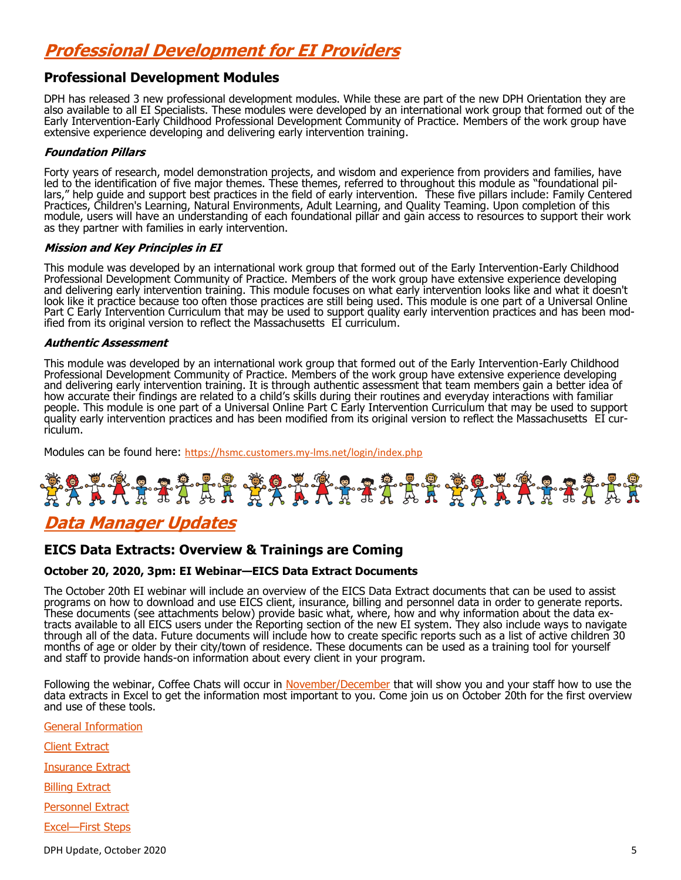# Professional Development for EI Providers

## Professional Development Modules

DPH has released 3 new professional development modules. While these are part of the new DPH Orientation they are also available to all EI Specialists. These modules were developed by an international work group that formed out of the Early Intervention-Early Childhood Professional Development Community of Practice. Members of the work group have extensive experience developing and delivering early intervention training.

### *Foundation Pillars*

Forty years of research, model demonstration projects, and wisdom and experience from providers and families, have led to the identification of five major themes. These themes, referred to throughout this module as "foundational pillars," help guide and support best practices in the field of early intervention. These five pillars include: Family Centered Practices, Children's Learning, Natural Environments, Adult Learning, and Quality Teaming. Upon completion of this module, users will have an understanding of each foundational pillar and gain access to resources to support their work as they partner with families in early intervention.

### *Mission and Key Principles in EI*

This module was developed by an international work group that formed out of the Early Intervention-Early Childhood Professional Development Community of Practice. Members of the work group have extensive experience developing and delivering early intervention training. This module focuses on what early intervention looks like and what it doesn't look like it practice because too often those practices are still being used. This module is one part of a Universal Online Part C Early Intervention Curriculum that may be used to support quality early intervention practices and has been modified from its original version to reflect the Massachusetts EI curriculum.

### *Authentic Assessment*

This module was developed by an international work group that formed out of the Early Intervention-Early Childhood Professional Development Community of Practice. Members of the work group have extensive experience developing and delivering early intervention training. It is through authentic assessment that team members gain a better idea of how accurate their findings are related to a child's skills during their routines and everyday interactions with familiar people. This module is one part of a Universal Online Part C Early Intervention Curriculum that may be used to support quality early intervention practices and has been modified from its original version to reflect the Massachusetts EI curriculum.

Modules can be found here: https://hsmc.customers.my-lms.net/login/index.php

# Data Manager Updates

## EICS Data Extracts: Overview & Trainings are Coming

**October 20, 2020, 3pm: EI Webinar—EICS Data Extract Documents**

The October 20th EI webinar will include an overview of the EICS Data Extract documents that can be used to assist programs on how to download and use EICS client, insurance, billing and personnel data in order to generate reports. These documents (see attachments below) provide basic what, where, how and why information about the data extracts available to all EICS users under the Reporting section of the new EI system. They also include ways to navigate through all of the data. Future documents will include how to create specific reports such as a list of active children 30 months of age or older by their city/town of residence. These documents can be used as a training tool for yourself and staff to provide hands-on information about every client in your program.

Following the webinar, Coffee Chats will occur in November/December that will show you and your staff how to use the data extracts in Excel to get the information most important to you. Come join us on October 20th for the first overview and use of these tools.

General Information

Client Extract

Insurance Extract

Billing Extract

Personnel Extract

Excel—First Steps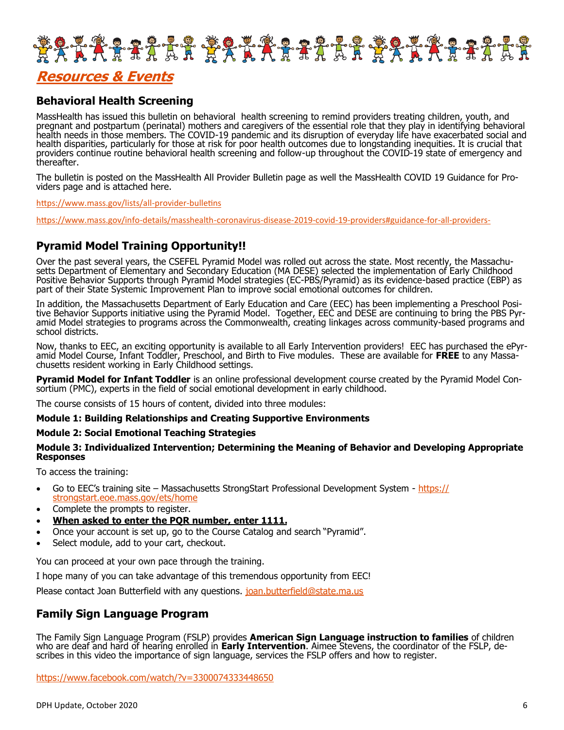## *Resources & Events*

### Behavioral Health Screening

MassHealth has issued this bulletin on behavioral health screening to remind providers treating children, youth, and pregnant and postpartum (perinatal) mothers and caregivers of the essential role that they play in identifying behavioral health needs in those members. The COVID-19 pandemic and its disruption of everyday life have exacerbated social and health disparities, particularly for those at risk for poor health outcomes due to longstanding inequities. It is crucial that providers continue routine behavioral health screening and follow-up throughout the COVID-19 state of emergency and thereafter.

The bulletin is posted on the MassHealth All Provider Bulletin page as well the MassHealth COVID 19 Guidance for Providers page and is attached here.

https://www.mass.gov/lists/all-provider-bulletins

https://www.mass.gov/info-details/masshealth-coronavirus-disease-2019-covid-19-providers#guidance-for-all-providers-

### Pyramid Model Training Opportunity!!

Over the past several years, the CSEFEL Pyramid Model was rolled out across the state. Most recently, the Massachusetts Department of Elementary and Secondary Education (MA DESE) selected the implementation of Early Childhood Positive Behavior Supports through Pyramid Model strategies (EC-PBS/Pyramid) as its evidence-based practice (EBP) as part of their State Systemic Improvement Plan to improve social emotional outcomes for children.

In addition, the Massachusetts Department of Early Education and Care (EEC) has been implementing a Preschool Positive Behavior Supports initiative using the Pyramid Model. Together, EEC and DESE are continuing to bring the PBS Pyramid Model strategies to programs across the Commonwealth, creating linkages across community-based programs and school districts.

Now, thanks to EEC, an exciting opportunity is available to all Early Intervention providers! EEC has purchased the ePyramid Model Course, Infant Toddler, Preschool, and Birth to Five modules. These are available for **FREE** to any Massachusetts resident working in Early Childhood settings.

**Pyramid Model for Infant Toddler** is an online professional development course created by the Pyramid Model Consortium (PMC), experts in the field of social emotional development in early childhood.

The course consists of 15 hours of content, divided into three modules:

**Module 1: Building Relationships and Creating Supportive Environments**

**Module 2: Social Emotional Teaching Strategies**

**Module 3: Individualized Intervention; Determining the Meaning of Behavior and Developing Appropriate Responses**

To access the training:

- Go to EEC's training site – Massachusetts StrongStart Professional Development System - https://strongstart.eoe.mass.gov/ets/home
- Complete the prompts to register.
- **When asked to enter the PQR number, enter 1111.**
- Once your account is set up, go to the Course Catalog and search "Pyramid".
- Select module, add to your cart, checkout.

You can proceed at your own pace through the training.

I hope many of you can take advantage of this tremendous opportunity from EEC!

Please contact Joan Butterfield with any questions. joan.butterfield@state.ma.us

### Family Sign Language Program

The Family Sign Language Program (FSLP) provides **American Sign Language instruction to families** of children who are deaf and hard of hearing enrolled in **Early Intervention**. Aimee Stevens, the coordinator of the FSLP, describes in this video the importance of sign language, services the FSLP offers and how to register.

https://www.facebook.com/watch/?v=3300074333448650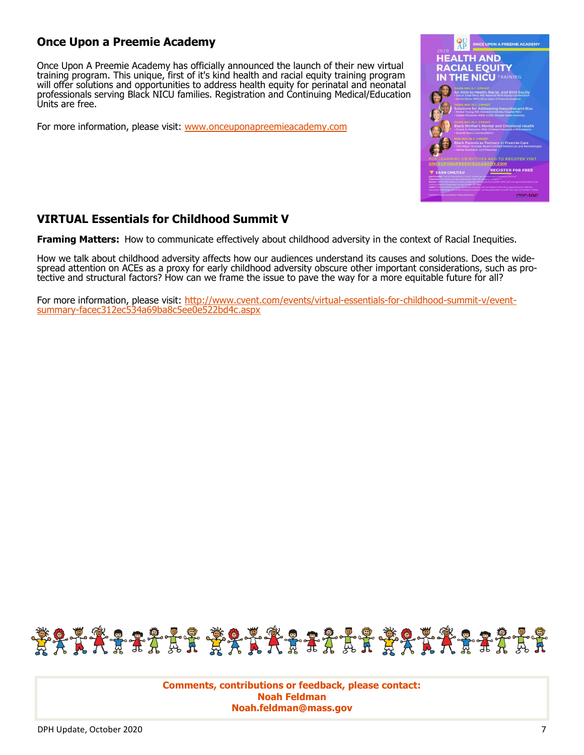## Once Upon a Preemie Academy

Once Upon A Preemie Academy has officially announced the launch of their new virtual training program. This unique, first of it's kind health and racial equity training program will offer solutions and opportunities to address health equity for perinatal and neonatal professionals serving Black NICU families. Registration and Continuing Medical/Education Units are free.

For more information, please visit: [www.onceuponapreemieacademy.com](www.onceuponapreemieacademy.com)

## VIRTUAL Essentials for Childhood Summit V

**Framing Matters:** How to communicate effectively about childhood adversity in the context of Racial Inequities.

How we talk about childhood adversity affects how our audiences understand its causes and solutions. Does the widespread attention on ACEs as a proxy for early childhood adversity obscure other important considerations, such as protective and structural factors? How can we frame the issue to pave the way for a more equitable future for all?

For more information, please visit: [http://www.cvent.com/events/virtual-essentials-for-childhood-summit-v/event-summary-facec312ec534a69ba8c5ee0e522bd4c.aspx](http://www.cvent.com/events/virtual-essentials-for-childhood-summit-v/event-summary-facec312ec534a69ba8c5ee0e522bd4c.aspx)

**Comments, contributions or feedback, please contact:**
**Noah Feldman**
**Noah.feldman@mass.gov**